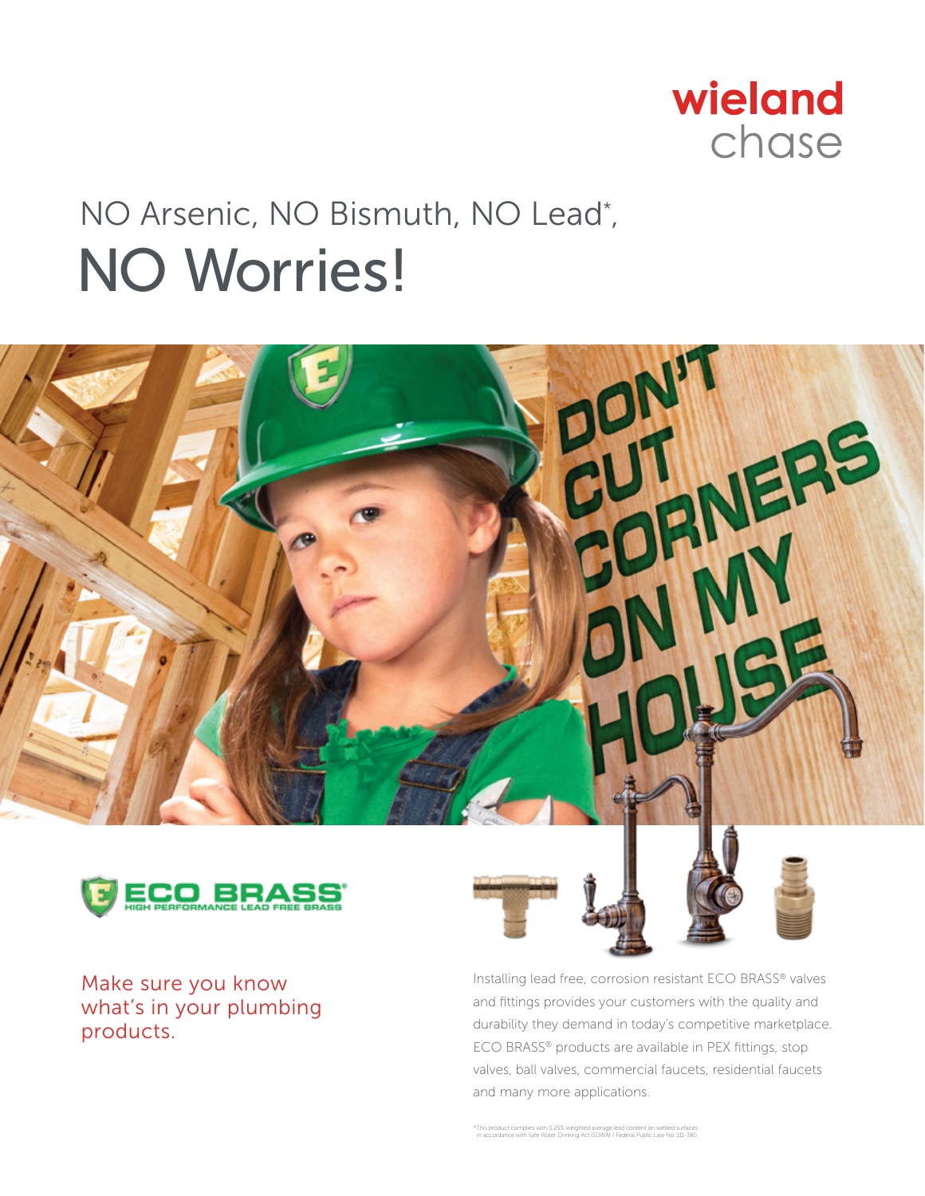wieland chase

# NO Arsenic, NO Bismuth, NO Lead*,
# NO Worries!

DON'T CUT CORNERS ON MY HOUSE

ECO BRASS®
HIGH PERFORMANCE LEAD FREE BRASS

## Make sure you know what's in your plumbing products.

Installing lead free, corrosion resistant ECO BRASS® valves and fittings provides your customers with the quality and durability they demand in today's competitive marketplace. ECO BRASS® products are available in PEX fittings, stop valves, ball valves, commercial faucets, residential faucets and many more applications.

*This product complies with 0.25% weighted average lead content on wetted surfaces in accordance with Safe Water Drinking Act (SDWA) / Federal Public Law No. 111-380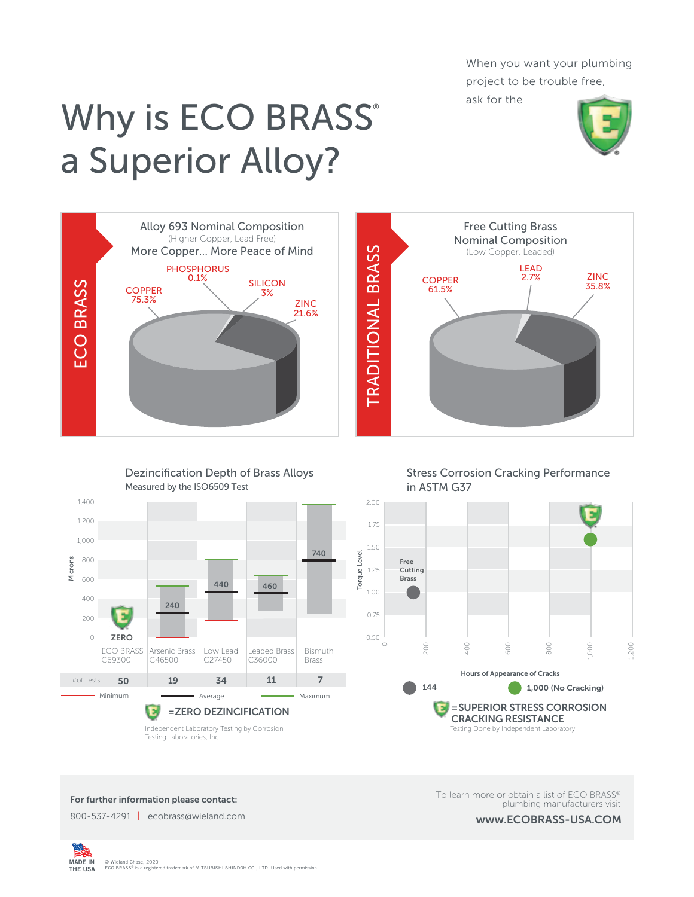When you want your plumbing project to be trouble free, ask for the

# Why is ECO BRASS® a Superior Alloy?

## ECO BRASS

Alloy 693 Nominal Composition
(Higher Copper, Lead Free)
More Copper... More Peace of Mind

PHOSPHORUS 0.1%
COPPER 75.3%
SILICON 3%
ZINC 21.6%

## TRADITIONAL BRASS

Free Cutting Brass
Nominal Composition
(Low Copper, Leaded)

COPPER 61.5%
LEAD 2.7%
ZINC 35.8%

## Dezincification Depth of Brass Alloys

Measured by the ISO6509 Test

Microns
1,400
1,200
1,000
800
600
400
200
0

ZERO
240
440
460
740

ECO BRASS C69300
Arsenic Brass C46500
Low Lead C27450
Leaded Brass C36000
Bismuth Brass

#of Tests 50 19 34 11 7

Minimum
Average
Maximum

=ZERO DEZINCIFICATION

Independent Laboratory Testing by Corrosion Testing Laboratories, Inc.

## Stress Corrosion Cracking Performance in ASTM G37

Torque Level
2.00
1.75
1.50
1.25
1.00
0.75
0.50

Free Cutting Brass

0
200
400
600
800
1,000
1,200

Hours of Appearance of Cracks

144
1,000 (No Cracking)

=SUPERIOR STRESS CORROSION CRACKING RESISTANCE

Testing Done by Independent Laboratory

**For further information please contact:**

800-537-4291 | ecobrass@wieland.com

To learn more or obtain a list of ECO BRASS® plumbing manufacturers visit

**www.ECOBRASS-USA.COM**

MADE IN THE USA

© Wieland Chase, 2020
ECO BRASS® is a registered trademark of MITSUBISHI SHINDOH CO., LTD. Used with permission.